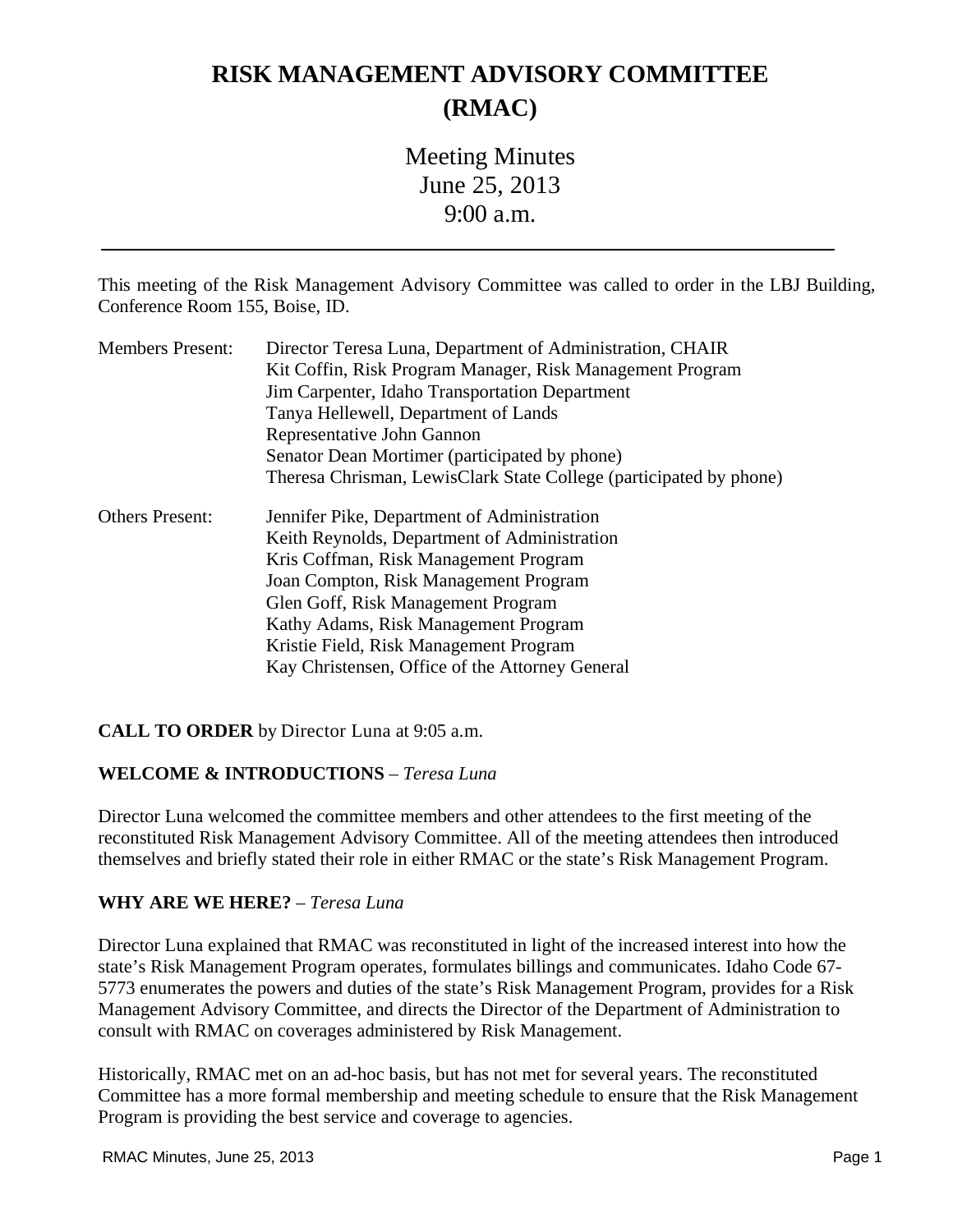# RISK MANAGEMENT ADVISORY COMMITTEE (RMAC)

Meeting Minutes
June 25, 2013
9:00 a.m.

---

This meeting of the Risk Management Advisory Committee was called to order in the LBJ Building, Conference Room 155, Boise, ID.

Members Present:
- Director Teresa Luna, Department of Administration, CHAIR
- Kit Coffin, Risk Program Manager, Risk Management Program
- Jim Carpenter, Idaho Transportation Department
- Tanya Hellewell, Department of Lands
- Representative John Gannon
- Senator Dean Mortimer (participated by phone)
- Theresa Chrisman, LewisClark State College (participated by phone)

Others Present:
- Jennifer Pike, Department of Administration
- Keith Reynolds, Department of Administration
- Kris Coffman, Risk Management Program
- Joan Compton, Risk Management Program
- Glen Goff, Risk Management Program
- Kathy Adams, Risk Management Program
- Kristie Field, Risk Management Program
- Kay Christensen, Office of the Attorney General

**CALL TO ORDER** by Director Luna at 9:05 a.m.

**WELCOME & INTRODUCTIONS** – *Teresa Luna*

Director Luna welcomed the committee members and other attendees to the first meeting of the reconstituted Risk Management Advisory Committee. All of the meeting attendees then introduced themselves and briefly stated their role in either RMAC or the state's Risk Management Program.

**WHY ARE WE HERE?** – *Teresa Luna*

Director Luna explained that RMAC was reconstituted in light of the increased interest into how the state's Risk Management Program operates, formulates billings and communicates. Idaho Code 67-5773 enumerates the powers and duties of the state's Risk Management Program, provides for a Risk Management Advisory Committee, and directs the Director of the Department of Administration to consult with RMAC on coverages administered by Risk Management.

Historically, RMAC met on an ad-hoc basis, but has not met for several years. The reconstituted Committee has a more formal membership and meeting schedule to ensure that the Risk Management Program is providing the best service and coverage to agencies.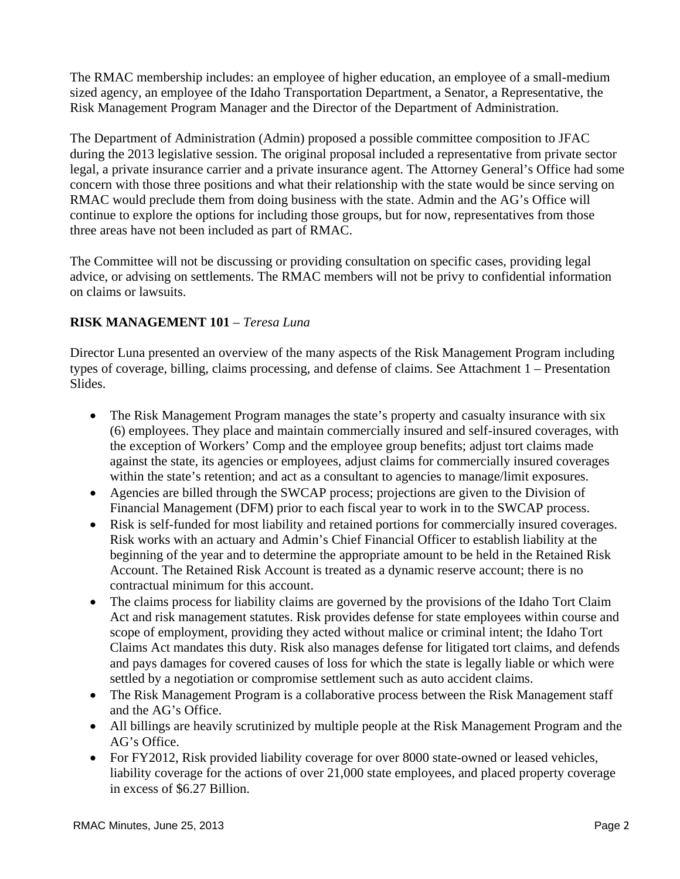The RMAC membership includes: an employee of higher education, an employee of a small-medium sized agency, an employee of the Idaho Transportation Department, a Senator, a Representative, the Risk Management Program Manager and the Director of the Department of Administration.

The Department of Administration (Admin) proposed a possible committee composition to JFAC during the 2013 legislative session. The original proposal included a representative from private sector legal, a private insurance carrier and a private insurance agent. The Attorney General's Office had some concern with those three positions and what their relationship with the state would be since serving on RMAC would preclude them from doing business with the state. Admin and the AG's Office will continue to explore the options for including those groups, but for now, representatives from those three areas have not been included as part of RMAC.

The Committee will not be discussing or providing consultation on specific cases, providing legal advice, or advising on settlements. The RMAC members will not be privy to confidential information on claims or lawsuits.

**RISK MANAGEMENT 101** – *Teresa Luna*

Director Luna presented an overview of the many aspects of the Risk Management Program including types of coverage, billing, claims processing, and defense of claims. See Attachment 1 – Presentation Slides.

- The Risk Management Program manages the state's property and casualty insurance with six (6) employees. They place and maintain commercially insured and self-insured coverages, with the exception of Workers' Comp and the employee group benefits; adjust tort claims made against the state, its agencies or employees, adjust claims for commercially insured coverages within the state's retention; and act as a consultant to agencies to manage/limit exposures.
- Agencies are billed through the SWCAP process; projections are given to the Division of Financial Management (DFM) prior to each fiscal year to work in to the SWCAP process.
- Risk is self-funded for most liability and retained portions for commercially insured coverages. Risk works with an actuary and Admin's Chief Financial Officer to establish liability at the beginning of the year and to determine the appropriate amount to be held in the Retained Risk Account. The Retained Risk Account is treated as a dynamic reserve account; there is no contractual minimum for this account.
- The claims process for liability claims are governed by the provisions of the Idaho Tort Claim Act and risk management statutes. Risk provides defense for state employees within course and scope of employment, providing they acted without malice or criminal intent; the Idaho Tort Claims Act mandates this duty. Risk also manages defense for litigated tort claims, and defends and pays damages for covered causes of loss for which the state is legally liable or which were settled by a negotiation or compromise settlement such as auto accident claims.
- The Risk Management Program is a collaborative process between the Risk Management staff and the AG's Office.
- All billings are heavily scrutinized by multiple people at the Risk Management Program and the AG's Office.
- For FY2012, Risk provided liability coverage for over 8000 state-owned or leased vehicles, liability coverage for the actions of over 21,000 state employees, and placed property coverage in excess of $6.27 Billion.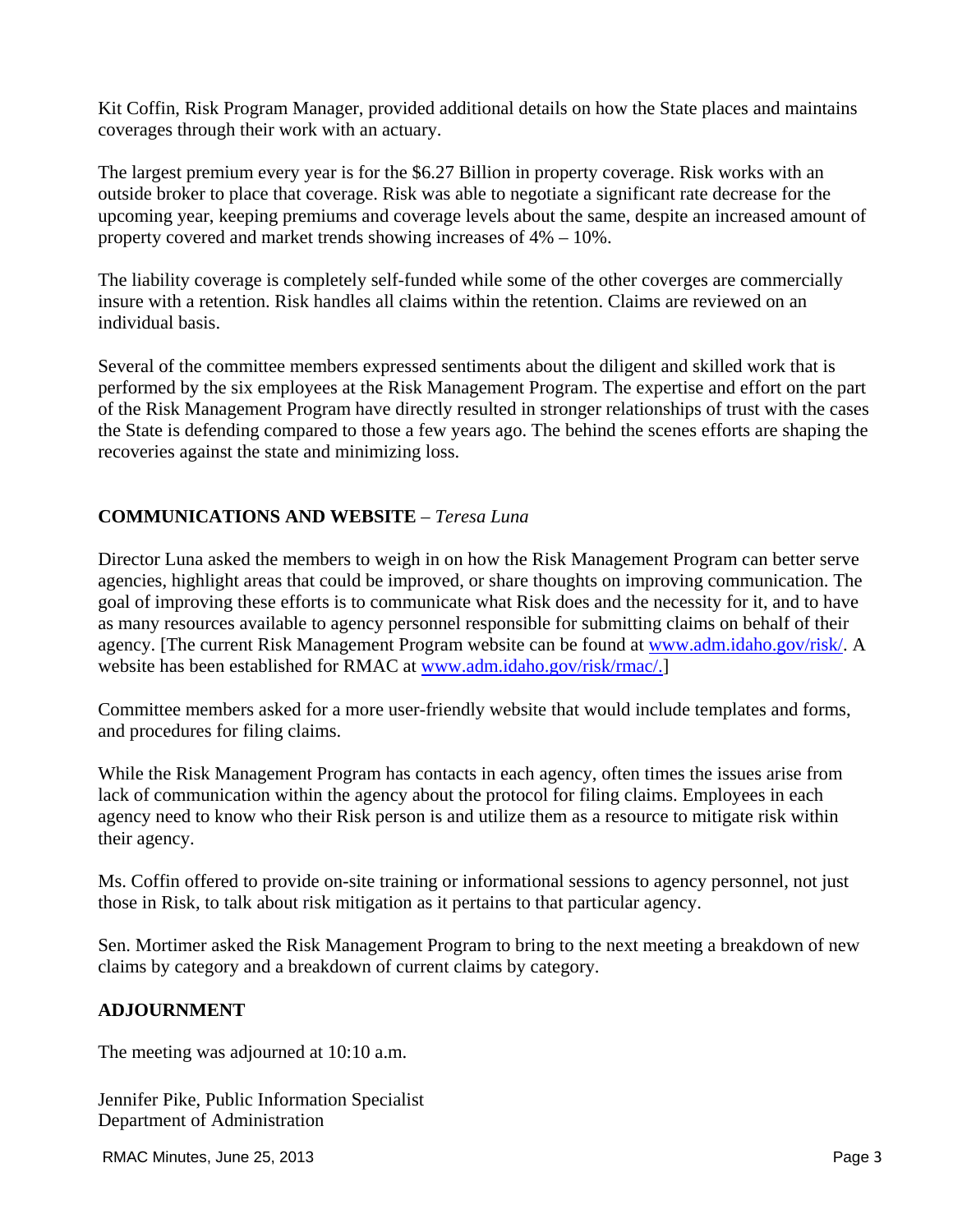Kit Coffin, Risk Program Manager, provided additional details on how the State places and maintains coverages through their work with an actuary.

The largest premium every year is for the $6.27 Billion in property coverage. Risk works with an outside broker to place that coverage. Risk was able to negotiate a significant rate decrease for the upcoming year, keeping premiums and coverage levels about the same, despite an increased amount of property covered and market trends showing increases of 4% – 10%.

The liability coverage is completely self-funded while some of the other coverges are commercially insure with a retention. Risk handles all claims within the retention. Claims are reviewed on an individual basis.

Several of the committee members expressed sentiments about the diligent and skilled work that is performed by the six employees at the Risk Management Program. The expertise and effort on the part of the Risk Management Program have directly resulted in stronger relationships of trust with the cases the State is defending compared to those a few years ago. The behind the scenes efforts are shaping the recoveries against the state and minimizing loss.

**COMMUNICATIONS AND WEBSITE** – *Teresa Luna*

Director Luna asked the members to weigh in on how the Risk Management Program can better serve agencies, highlight areas that could be improved, or share thoughts on improving communication. The goal of improving these efforts is to communicate what Risk does and the necessity for it, and to have as many resources available to agency personnel responsible for submitting claims on behalf of their agency. [The current Risk Management Program website can be found at www.adm.idaho.gov/risk/. A website has been established for RMAC at www.adm.idaho.gov/risk/rmac/.]

Committee members asked for a more user-friendly website that would include templates and forms, and procedures for filing claims.

While the Risk Management Program has contacts in each agency, often times the issues arise from lack of communication within the agency about the protocol for filing claims. Employees in each agency need to know who their Risk person is and utilize them as a resource to mitigate risk within their agency.

Ms. Coffin offered to provide on-site training or informational sessions to agency personnel, not just those in Risk, to talk about risk mitigation as it pertains to that particular agency.

Sen. Mortimer asked the Risk Management Program to bring to the next meeting a breakdown of new claims by category and a breakdown of current claims by category.

**ADJOURNMENT**

The meeting was adjourned at 10:10 a.m.

Jennifer Pike, Public Information Specialist
Department of Administration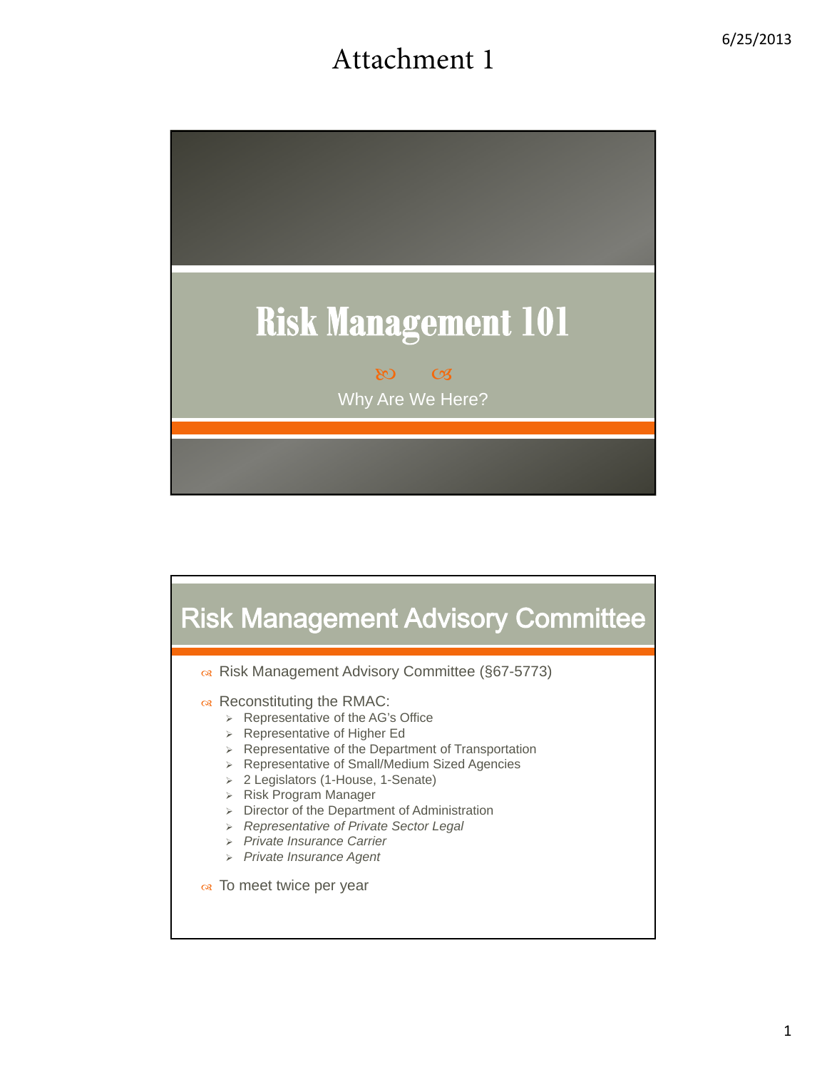# Attachment 1

# Risk Management 101

Why Are We Here?

## Risk Management Advisory Committee

- Risk Management Advisory Committee (§67-5773)
- Reconstituting the RMAC:
  - Representative of the AG's Office
  - Representative of Higher Ed
  - Representative of the Department of Transportation
  - Representative of Small/Medium Sized Agencies
  - 2 Legislators (1-House, 1-Senate)
  - Risk Program Manager
  - Director of the Department of Administration
  - *Representative of Private Sector Legal*
  - *Private Insurance Carrier*
  - *Private Insurance Agent*
- To meet twice per year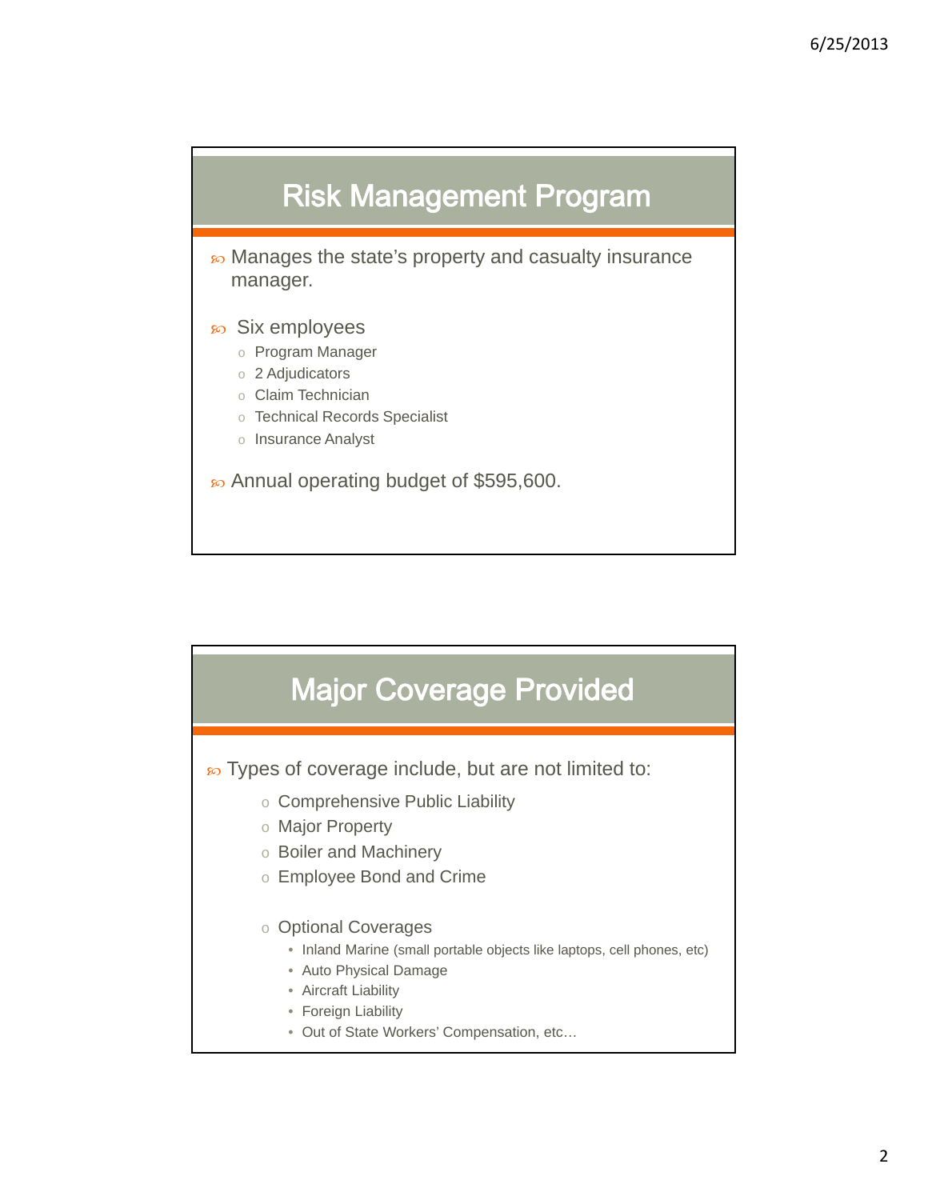## Risk Management Program

- Manages the state's property and casualty insurance manager.
- Six employees
  - Program Manager
  - 2 Adjudicators
  - Claim Technician
  - Technical Records Specialist
  - Insurance Analyst
- Annual operating budget of $595,600.

## Major Coverage Provided

- Types of coverage include, but are not limited to:
  - Comprehensive Public Liability
  - Major Property
  - Boiler and Machinery
  - Employee Bond and Crime
  - Optional Coverages
    - Inland Marine (small portable objects like laptops, cell phones, etc)
    - Auto Physical Damage
    - Aircraft Liability
    - Foreign Liability
    - Out of State Workers' Compensation, etc…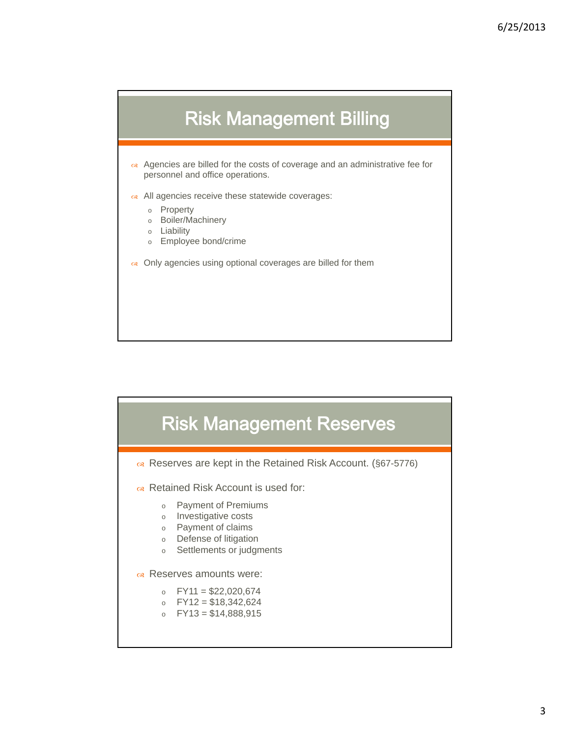## Risk Management Billing

- Agencies are billed for the costs of coverage and an administrative fee for personnel and office operations.
- All agencies receive these statewide coverages:
  - Property
  - Boiler/Machinery
  - Liability
  - Employee bond/crime
- Only agencies using optional coverages are billed for them

## Risk Management Reserves

- Reserves are kept in the Retained Risk Account. (§67-5776)
- Retained Risk Account is used for:
  - Payment of Premiums
  - Investigative costs
  - Payment of claims
  - Defense of litigation
  - Settlements or judgments
- Reserves amounts were:
  - FY11 = $22,020,674
  - FY12 = $18,342,624
  - FY13 = $14,888,915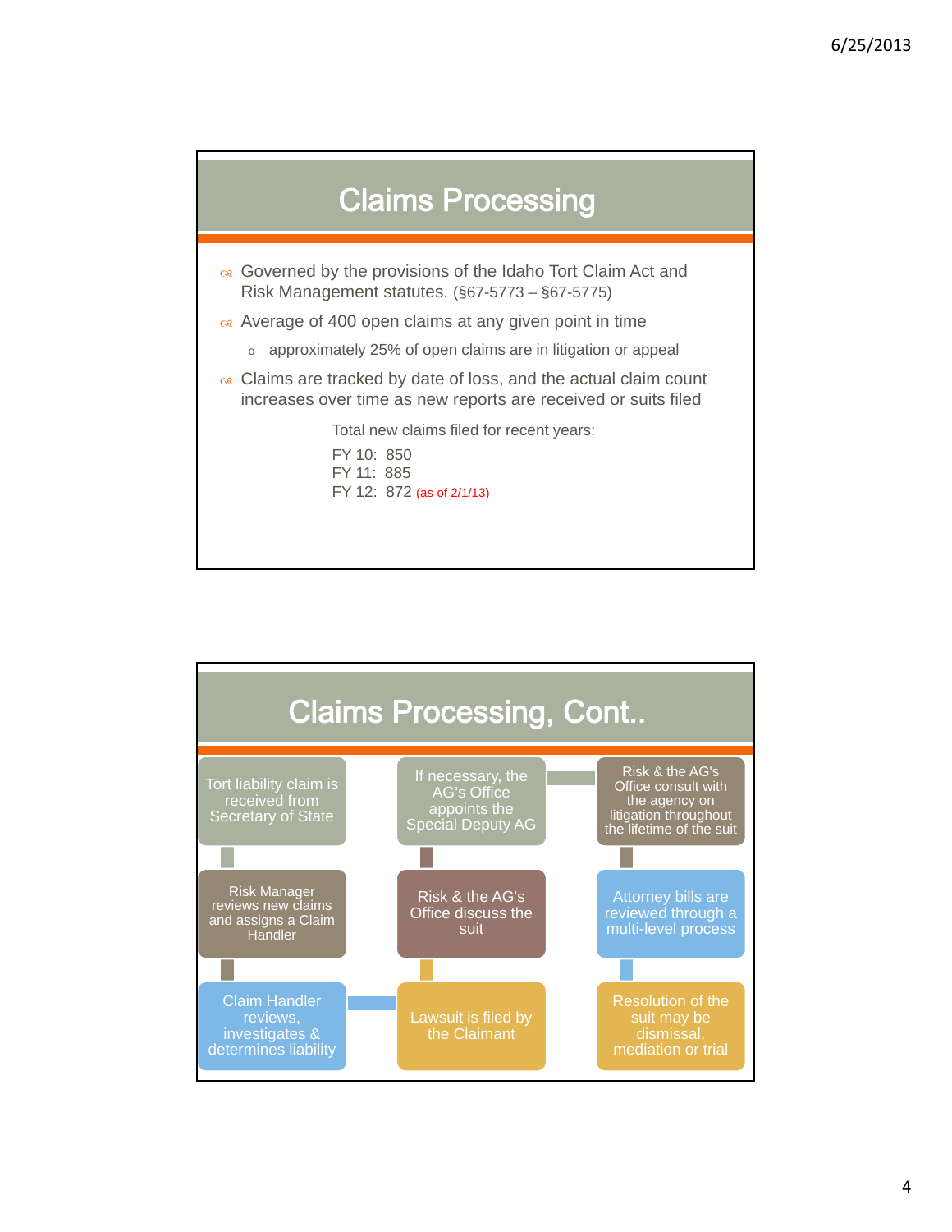## Claims Processing

- Governed by the provisions of the Idaho Tort Claim Act and Risk Management statutes. (§67-5773 – §67-5775)
- Average of 400 open claims at any given point in time
  - approximately 25% of open claims are in litigation or appeal
- Claims are tracked by date of loss, and the actual claim count increases over time as new reports are received or suits filed

Total new claims filed for recent years:

FY 10: 850
FY 11: 885
FY 12: 872 (as of 2/1/13)

## Claims Processing, Cont..

1. Tort liability claim is received from Secretary of State
2. Risk Manager reviews new claims and assigns a Claim Handler
3. Claim Handler reviews, investigates & determines liability
4. Lawsuit is filed by the Claimant
5. Risk & the AG's Office discuss the suit
6. If necessary, the AG's Office appoints the Special Deputy AG
7. Risk & the AG's Office consult with the agency on litigation throughout the lifetime of the suit
8. Attorney bills are reviewed through a multi-level process
9. Resolution of the suit may be dismissal, mediation or trial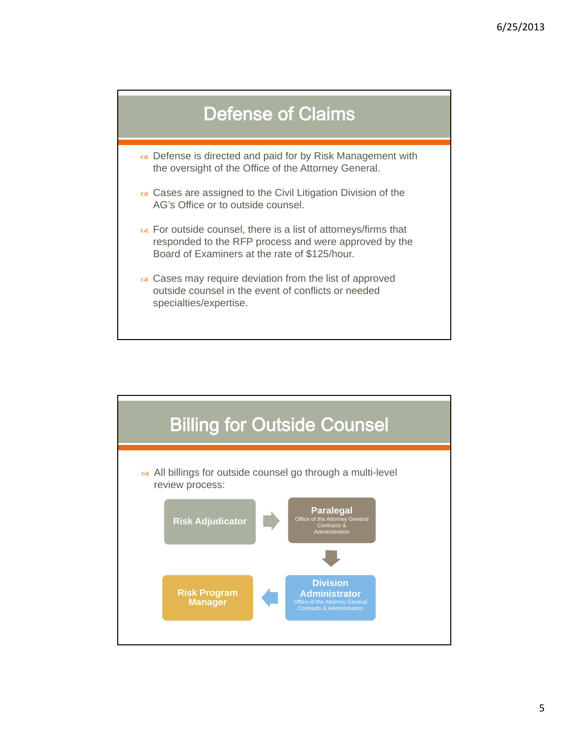## Defense of Claims

- Defense is directed and paid for by Risk Management with the oversight of the Office of the Attorney General.
- Cases are assigned to the Civil Litigation Division of the AG's Office or to outside counsel.
- For outside counsel, there is a list of attorneys/firms that responded to the RFP process and were approved by the Board of Examiners at the rate of $125/hour.
- Cases may require deviation from the list of approved outside counsel in the event of conflicts or needed specialties/expertise.

## Billing for Outside Counsel

- All billings for outside counsel go through a multi-level review process:

1. **Risk Adjudicator**
2. **Paralegal** – Office of the Attorney General Contracts & Administration
3. **Division Administrator** – Office of the Attorney General Contracts & Administration
4. **Risk Program Manager**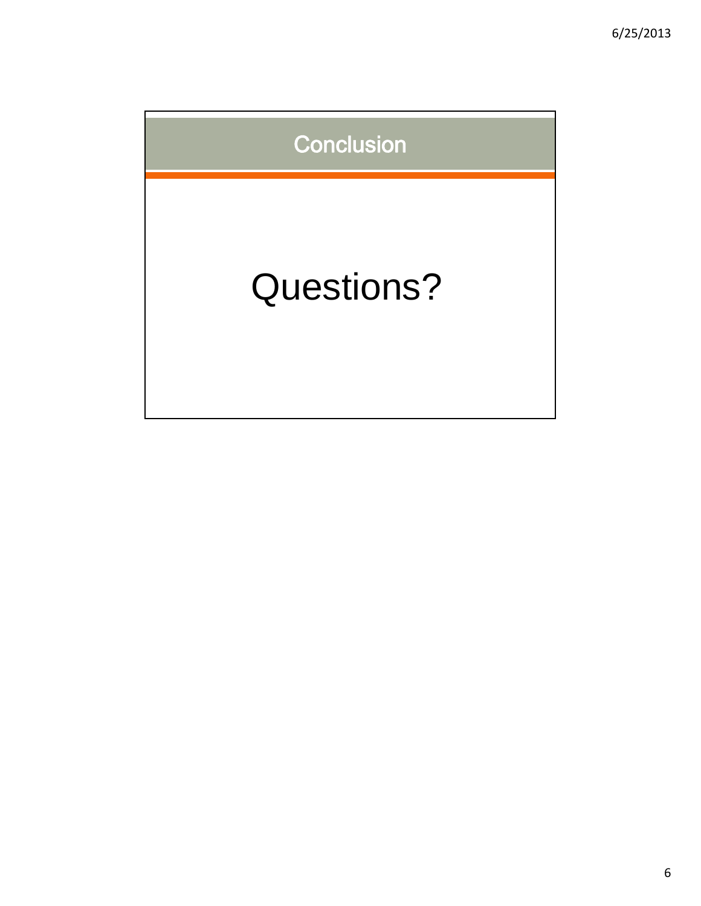## Conclusion

Questions?